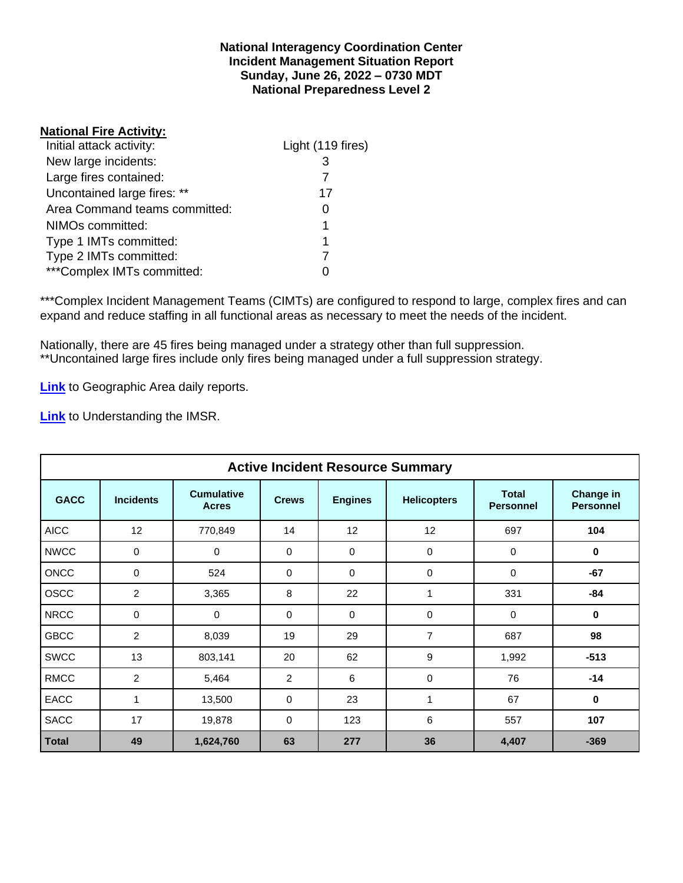**National Interagency Coordination Center**
**Incident Management Situation Report**
**Sunday, June 26, 2022 – 0730 MDT**
**National Preparedness Level 2**

**National Fire Activity:**

| | |
|---|---|
| Initial attack activity: | Light (119 fires) |
| New large incidents: | 3 |
| Large fires contained: | 7 |
| Uncontained large fires: ** | 17 |
| Area Command teams committed: | 0 |
| NIMOs committed: | 1 |
| Type 1 IMTs committed: | 1 |
| Type 2 IMTs committed: | 7 |
| ***Complex IMTs committed: | 0 |

***Complex Incident Management Teams (CIMTs) are configured to respond to large, complex fires and can expand and reduce staffing in all functional areas as necessary to meet the needs of the incident.

Nationally, there are 45 fires being managed under a strategy other than full suppression.
**Uncontained large fires include only fires being managed under a full suppression strategy.

**Link** to Geographic Area daily reports.

**Link** to Understanding the IMSR.

**Active Incident Resource Summary**

| GACC | Incidents | Cumulative Acres | Crews | Engines | Helicopters | Total Personnel | Change in Personnel |
|---|---|---|---|---|---|---|---|
| AICC | 12 | 770,849 | 14 | 12 | 12 | 697 | **104** |
| NWCC | 0 | 0 | 0 | 0 | 0 | 0 | **0** |
| ONCC | 0 | 524 | 0 | 0 | 0 | 0 | **-67** |
| OSCC | 2 | 3,365 | 8 | 22 | 1 | 331 | **-84** |
| NRCC | 0 | 0 | 0 | 0 | 0 | 0 | **0** |
| GBCC | 2 | 8,039 | 19 | 29 | 7 | 687 | **98** |
| SWCC | 13 | 803,141 | 20 | 62 | 9 | 1,992 | **-513** |
| RMCC | 2 | 5,464 | 2 | 6 | 0 | 76 | **-14** |
| EACC | 1 | 13,500 | 0 | 23 | 1 | 67 | **0** |
| SACC | 17 | 19,878 | 0 | 123 | 6 | 557 | **107** |
| **Total** | **49** | **1,624,760** | **63** | **277** | **36** | **4,407** | **-369** |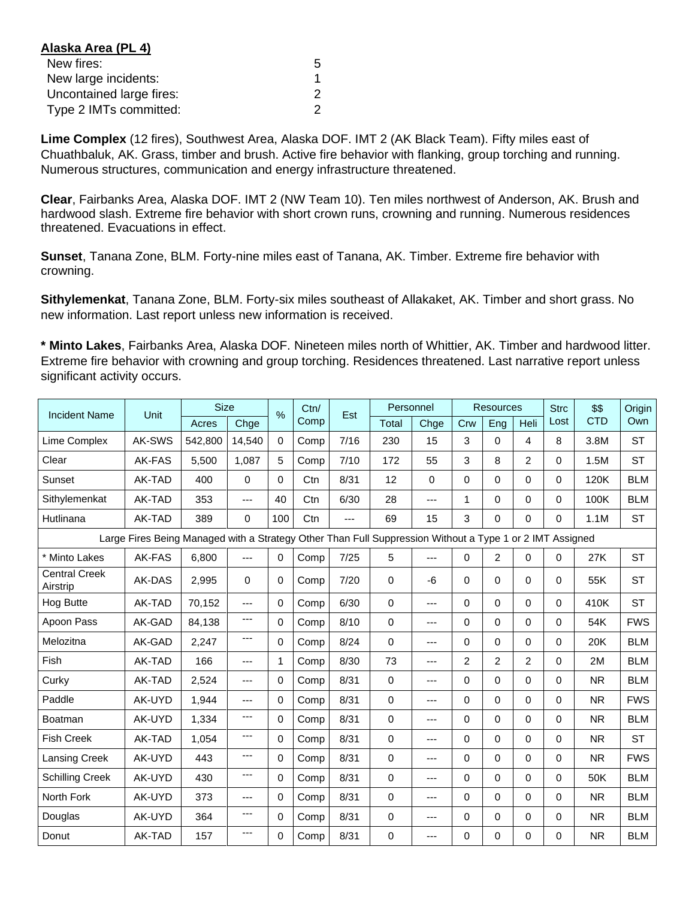**Alaska Area (PL 4)**

| | |
|---|---|
| New fires: | 5 |
| New large incidents: | 1 |
| Uncontained large fires: | 2 |
| Type 2 IMTs committed: | 2 |

**Lime Complex** (12 fires), Southwest Area, Alaska DOF. IMT 2 (AK Black Team). Fifty miles east of Chuathbaluk, AK. Grass, timber and brush. Active fire behavior with flanking, group torching and running. Numerous structures, communication and energy infrastructure threatened.

**Clear**, Fairbanks Area, Alaska DOF. IMT 2 (NW Team 10). Ten miles northwest of Anderson, AK. Brush and hardwood slash. Extreme fire behavior with short crown runs, crowning and running. Numerous residences threatened. Evacuations in effect.

**Sunset**, Tanana Zone, BLM. Forty-nine miles east of Tanana, AK. Timber. Extreme fire behavior with crowning.

**Sithylemenkat**, Tanana Zone, BLM. Forty-six miles southeast of Allakaket, AK. Timber and short grass. No new information. Last report unless new information is received.

**\* Minto Lakes**, Fairbanks Area, Alaska DOF. Nineteen miles north of Whittier, AK. Timber and hardwood litter. Extreme fire behavior with crowning and group torching. Residences threatened. Last narrative report unless significant activity occurs.

| Incident Name | Unit | Size | | % | Ctn/ Comp | Est | Personnel | | Resources | | | Strc Lost | $$ CTD | Origin Own |
|---|---|---|---|---|---|---|---|---|---|---|---|---|---|---|
| | | Acres | Chge | | | | Total | Chge | Crw | Eng | Heli | | | |
| Lime Complex | AK-SWS | 542,800 | 14,540 | 0 | Comp | 7/16 | 230 | 15 | 3 | 0 | 4 | 8 | 3.8M | ST |
| Clear | AK-FAS | 5,500 | 1,087 | 5 | Comp | 7/10 | 172 | 55 | 3 | 8 | 2 | 0 | 1.5M | ST |
| Sunset | AK-TAD | 400 | 0 | 0 | Ctn | 8/31 | 12 | 0 | 0 | 0 | 0 | 0 | 120K | BLM |
| Sithylemenkat | AK-TAD | 353 | --- | 40 | Ctn | 6/30 | 28 | --- | 1 | 0 | 0 | 0 | 100K | BLM |
| Hutlinana | AK-TAD | 389 | 0 | 100 | Ctn | --- | 69 | 15 | 3 | 0 | 0 | 0 | 1.1M | ST |
| Large Fires Being Managed with a Strategy Other Than Full Suppression Without a Type 1 or 2 IMT Assigned | | | | | | | | | | | | | | |
| * Minto Lakes | AK-FAS | 6,800 | --- | 0 | Comp | 7/25 | 5 | --- | 0 | 2 | 0 | 0 | 27K | ST |
| Central Creek Airstrip | AK-DAS | 2,995 | 0 | 0 | Comp | 7/20 | 0 | -6 | 0 | 0 | 0 | 0 | 55K | ST |
| Hog Butte | AK-TAD | 70,152 | --- | 0 | Comp | 6/30 | 0 | --- | 0 | 0 | 0 | 0 | 410K | ST |
| Apoon Pass | AK-GAD | 84,138 | --- | 0 | Comp | 8/10 | 0 | --- | 0 | 0 | 0 | 0 | 54K | FWS |
| Melozitna | AK-GAD | 2,247 | --- | 0 | Comp | 8/24 | 0 | --- | 0 | 0 | 0 | 0 | 20K | BLM |
| Fish | AK-TAD | 166 | --- | 1 | Comp | 8/30 | 73 | --- | 2 | 2 | 2 | 0 | 2M | BLM |
| Curky | AK-TAD | 2,524 | --- | 0 | Comp | 8/31 | 0 | --- | 0 | 0 | 0 | 0 | NR | BLM |
| Paddle | AK-UYD | 1,944 | --- | 0 | Comp | 8/31 | 0 | --- | 0 | 0 | 0 | 0 | NR | FWS |
| Boatman | AK-UYD | 1,334 | --- | 0 | Comp | 8/31 | 0 | --- | 0 | 0 | 0 | 0 | NR | BLM |
| Fish Creek | AK-TAD | 1,054 | --- | 0 | Comp | 8/31 | 0 | --- | 0 | 0 | 0 | 0 | NR | ST |
| Lansing Creek | AK-UYD | 443 | --- | 0 | Comp | 8/31 | 0 | --- | 0 | 0 | 0 | 0 | NR | FWS |
| Schilling Creek | AK-UYD | 430 | --- | 0 | Comp | 8/31 | 0 | --- | 0 | 0 | 0 | 0 | 50K | BLM |
| North Fork | AK-UYD | 373 | --- | 0 | Comp | 8/31 | 0 | --- | 0 | 0 | 0 | 0 | NR | BLM |
| Douglas | AK-UYD | 364 | --- | 0 | Comp | 8/31 | 0 | --- | 0 | 0 | 0 | 0 | NR | BLM |
| Donut | AK-TAD | 157 | --- | 0 | Comp | 8/31 | 0 | --- | 0 | 0 | 0 | 0 | NR | BLM |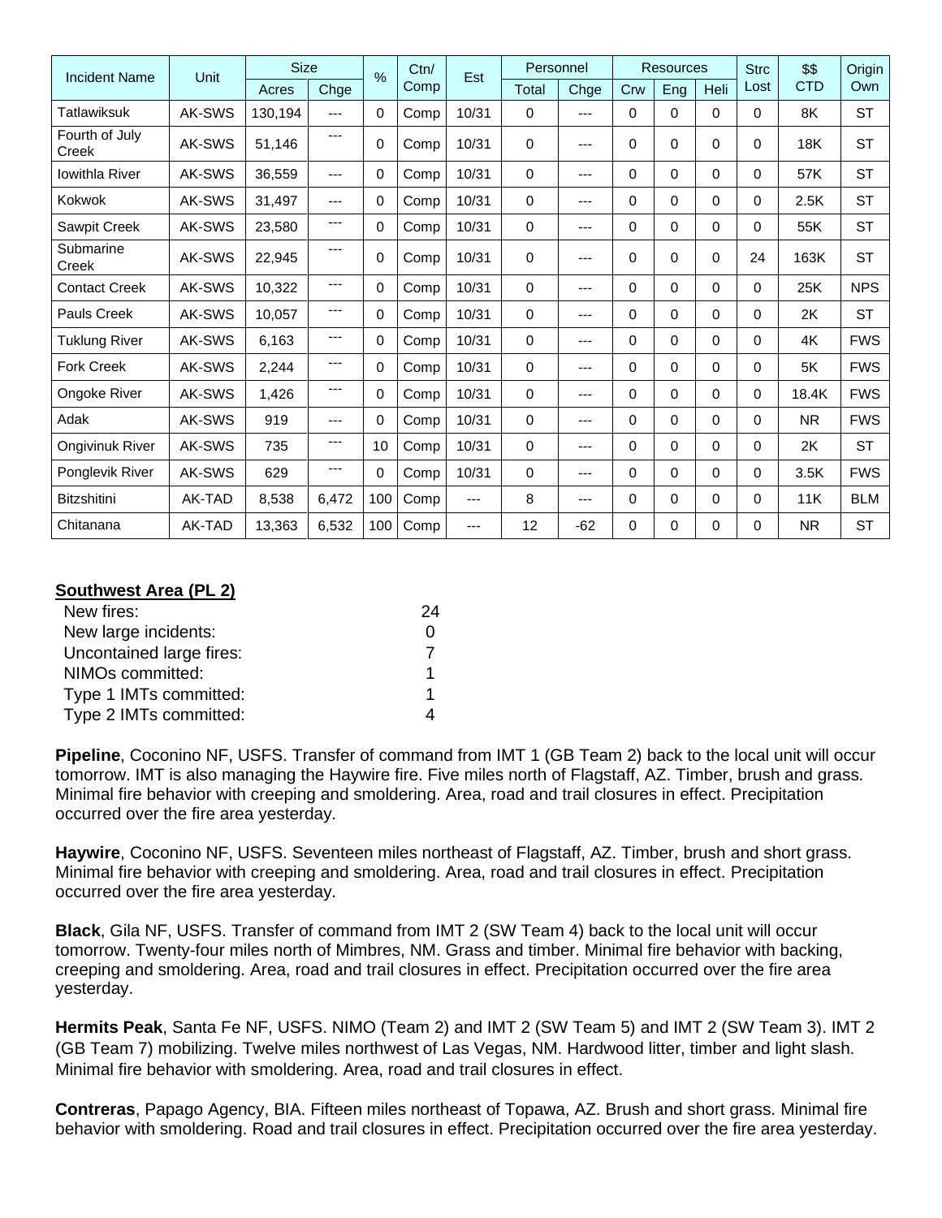| Incident Name | Unit | Size | | % | Ctn/ Comp | Est | Personnel | | Resources | | | Strc Lost | $$ CTD | Origin Own |
|---|---|---|---|---|---|---|---|---|---|---|---|---|---|---|
| | | Acres | Chge | | | | Total | Chge | Crw | Eng | Heli | | | |
| Tatlawiksuk | AK-SWS | 130,194 | --- | 0 | Comp | 10/31 | 0 | --- | 0 | 0 | 0 | 0 | 8K | ST |
| Fourth of July Creek | AK-SWS | 51,146 | --- | 0 | Comp | 10/31 | 0 | --- | 0 | 0 | 0 | 0 | 18K | ST |
| Iowithla River | AK-SWS | 36,559 | --- | 0 | Comp | 10/31 | 0 | --- | 0 | 0 | 0 | 0 | 57K | ST |
| Kokwok | AK-SWS | 31,497 | --- | 0 | Comp | 10/31 | 0 | --- | 0 | 0 | 0 | 0 | 2.5K | ST |
| Sawpit Creek | AK-SWS | 23,580 | --- | 0 | Comp | 10/31 | 0 | --- | 0 | 0 | 0 | 0 | 55K | ST |
| Submarine Creek | AK-SWS | 22,945 | --- | 0 | Comp | 10/31 | 0 | --- | 0 | 0 | 0 | 24 | 163K | ST |
| Contact Creek | AK-SWS | 10,322 | --- | 0 | Comp | 10/31 | 0 | --- | 0 | 0 | 0 | 0 | 25K | NPS |
| Pauls Creek | AK-SWS | 10,057 | --- | 0 | Comp | 10/31 | 0 | --- | 0 | 0 | 0 | 0 | 2K | ST |
| Tuklung River | AK-SWS | 6,163 | --- | 0 | Comp | 10/31 | 0 | --- | 0 | 0 | 0 | 0 | 4K | FWS |
| Fork Creek | AK-SWS | 2,244 | --- | 0 | Comp | 10/31 | 0 | --- | 0 | 0 | 0 | 0 | 5K | FWS |
| Ongoke River | AK-SWS | 1,426 | --- | 0 | Comp | 10/31 | 0 | --- | 0 | 0 | 0 | 0 | 18.4K | FWS |
| Adak | AK-SWS | 919 | --- | 0 | Comp | 10/31 | 0 | --- | 0 | 0 | 0 | 0 | NR | FWS |
| Ongivinuk River | AK-SWS | 735 | --- | 10 | Comp | 10/31 | 0 | --- | 0 | 0 | 0 | 0 | 2K | ST |
| Ponglevik River | AK-SWS | 629 | --- | 0 | Comp | 10/31 | 0 | --- | 0 | 0 | 0 | 0 | 3.5K | FWS |
| Bitzshitini | AK-TAD | 8,538 | 6,472 | 100 | Comp | --- | 8 | --- | 0 | 0 | 0 | 0 | 11K | BLM |
| Chitanana | AK-TAD | 13,363 | 6,532 | 100 | Comp | --- | 12 | -62 | 0 | 0 | 0 | 0 | NR | ST |

**Southwest Area (PL 2)**

| | |
|---|---|
| New fires: | 24 |
| New large incidents: | 0 |
| Uncontained large fires: | 7 |
| NIMOs committed: | 1 |
| Type 1 IMTs committed: | 1 |
| Type 2 IMTs committed: | 4 |

**Pipeline**, Coconino NF, USFS. Transfer of command from IMT 1 (GB Team 2) back to the local unit will occur tomorrow. IMT is also managing the Haywire fire. Five miles north of Flagstaff, AZ. Timber, brush and grass. Minimal fire behavior with creeping and smoldering. Area, road and trail closures in effect. Precipitation occurred over the fire area yesterday.

**Haywire**, Coconino NF, USFS. Seventeen miles northeast of Flagstaff, AZ. Timber, brush and short grass. Minimal fire behavior with creeping and smoldering. Area, road and trail closures in effect. Precipitation occurred over the fire area yesterday.

**Black**, Gila NF, USFS. Transfer of command from IMT 2 (SW Team 4) back to the local unit will occur tomorrow. Twenty-four miles north of Mimbres, NM. Grass and timber. Minimal fire behavior with backing, creeping and smoldering. Area, road and trail closures in effect. Precipitation occurred over the fire area yesterday.

**Hermits Peak**, Santa Fe NF, USFS. NIMO (Team 2) and IMT 2 (SW Team 5) and IMT 2 (SW Team 3). IMT 2 (GB Team 7) mobilizing. Twelve miles northwest of Las Vegas, NM. Hardwood litter, timber and light slash. Minimal fire behavior with smoldering. Area, road and trail closures in effect.

**Contreras**, Papago Agency, BIA. Fifteen miles northeast of Topawa, AZ. Brush and short grass. Minimal fire behavior with smoldering. Road and trail closures in effect. Precipitation occurred over the fire area yesterday.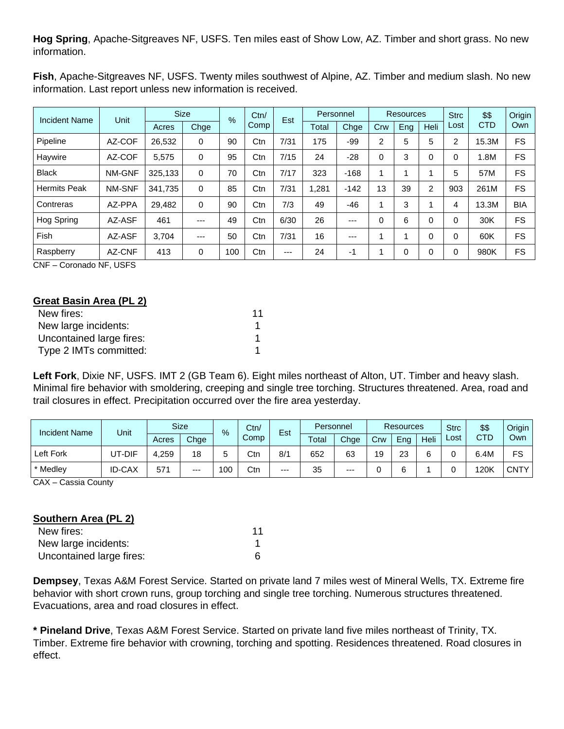**Hog Spring**, Apache-Sitgreaves NF, USFS. Ten miles east of Show Low, AZ. Timber and short grass. No new information.

**Fish**, Apache-Sitgreaves NF, USFS. Twenty miles southwest of Alpine, AZ. Timber and medium slash. No new information. Last report unless new information is received.

| Incident Name | Unit | Size | | % | Ctn/ Comp | Est | Personnel | | Resources | | | Strc Lost | $$ CTD | Origin Own |
|---|---|---|---|---|---|---|---|---|---|---|---|---|---|---|
| | | Acres | Chge | | | | Total | Chge | Crw | Eng | Heli | | | |
| Pipeline | AZ-COF | 26,532 | 0 | 90 | Ctn | 7/31 | 175 | -99 | 2 | 5 | 5 | 2 | 15.3M | FS |
| Haywire | AZ-COF | 5,575 | 0 | 95 | Ctn | 7/15 | 24 | -28 | 0 | 3 | 0 | 0 | 1.8M | FS |
| Black | NM-GNF | 325,133 | 0 | 70 | Ctn | 7/17 | 323 | -168 | 1 | 1 | 1 | 5 | 57M | FS |
| Hermits Peak | NM-SNF | 341,735 | 0 | 85 | Ctn | 7/31 | 1,281 | -142 | 13 | 39 | 2 | 903 | 261M | FS |
| Contreras | AZ-PPA | 29,482 | 0 | 90 | Ctn | 7/3 | 49 | -46 | 1 | 3 | 1 | 4 | 13.3M | BIA |
| Hog Spring | AZ-ASF | 461 | --- | 49 | Ctn | 6/30 | 26 | --- | 0 | 6 | 0 | 0 | 30K | FS |
| Fish | AZ-ASF | 3,704 | --- | 50 | Ctn | 7/31 | 16 | --- | 1 | 1 | 0 | 0 | 60K | FS |
| Raspberry | AZ-CNF | 413 | 0 | 100 | Ctn | --- | 24 | -1 | 1 | 0 | 0 | 0 | 980K | FS |

CNF – Coronado NF, USFS

**Great Basin Area (PL 2)**

| | |
|---|---|
| New fires: | 11 |
| New large incidents: | 1 |
| Uncontained large fires: | 1 |
| Type 2 IMTs committed: | 1 |

**Left Fork**, Dixie NF, USFS. IMT 2 (GB Team 6). Eight miles northeast of Alton, UT. Timber and heavy slash. Minimal fire behavior with smoldering, creeping and single tree torching. Structures threatened. Area, road and trail closures in effect. Precipitation occurred over the fire area yesterday.

| Incident Name | Unit | Size | | % | Ctn/ Comp | Est | Personnel | | Resources | | | Strc Lost | $$ CTD | Origin Own |
|---|---|---|---|---|---|---|---|---|---|---|---|---|---|---|
| | | Acres | Chge | | | | Total | Chge | Crw | Eng | Heli | | | |
| Left Fork | UT-DIF | 4,259 | 18 | 5 | Ctn | 8/1 | 652 | 63 | 19 | 23 | 6 | 0 | 6.4M | FS |
| * Medley | ID-CAX | 571 | --- | 100 | Ctn | --- | 35 | --- | 0 | 6 | 1 | 0 | 120K | CNTY |

CAX – Cassia County

**Southern Area (PL 2)**

| | |
|---|---|
| New fires: | 11 |
| New large incidents: | 1 |
| Uncontained large fires: | 6 |

**Dempsey**, Texas A&M Forest Service. Started on private land 7 miles west of Mineral Wells, TX. Extreme fire behavior with short crown runs, group torching and single tree torching. Numerous structures threatened. Evacuations, area and road closures in effect.

**\* Pineland Drive**, Texas A&M Forest Service. Started on private land five miles northeast of Trinity, TX. Timber. Extreme fire behavior with crowning, torching and spotting. Residences threatened. Road closures in effect.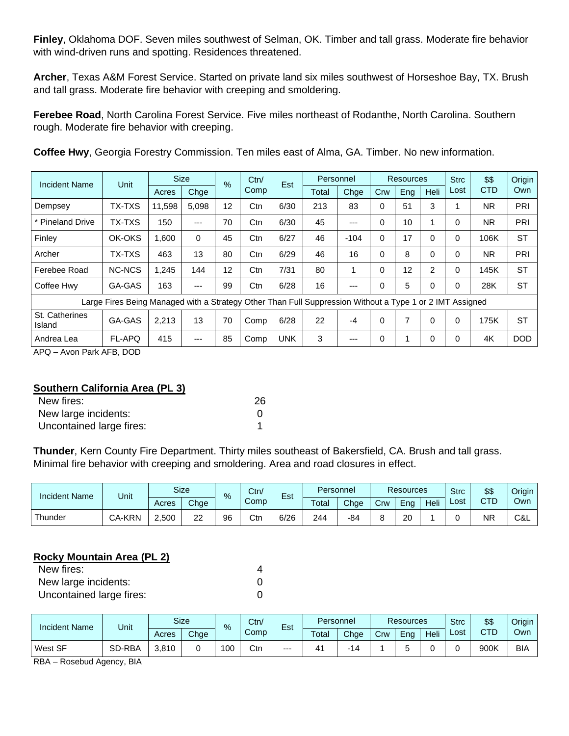**Finley**, Oklahoma DOF. Seven miles southwest of Selman, OK. Timber and tall grass. Moderate fire behavior with wind-driven runs and spotting. Residences threatened.

**Archer**, Texas A&M Forest Service. Started on private land six miles southwest of Horseshoe Bay, TX. Brush and tall grass. Moderate fire behavior with creeping and smoldering.

**Ferebee Road**, North Carolina Forest Service. Five miles northeast of Rodanthe, North Carolina. Southern rough. Moderate fire behavior with creeping.

**Coffee Hwy**, Georgia Forestry Commission. Ten miles east of Alma, GA. Timber. No new information.

| Incident Name | Unit | Size | | % | Ctn/ Comp | Est | Personnel | | Resources | | | Strc Lost | $$ CTD | Origin Own |
|---|---|---|---|---|---|---|---|---|---|---|---|---|---|---|
| | | Acres | Chge | | | | Total | Chge | Crw | Eng | Heli | | | |
| Dempsey | TX-TXS | 11,598 | 5,098 | 12 | Ctn | 6/30 | 213 | 83 | 0 | 51 | 3 | 1 | NR | PRI |
| * Pineland Drive | TX-TXS | 150 | --- | 70 | Ctn | 6/30 | 45 | --- | 0 | 10 | 1 | 0 | NR | PRI |
| Finley | OK-OKS | 1,600 | 0 | 45 | Ctn | 6/27 | 46 | -104 | 0 | 17 | 0 | 0 | 106K | ST |
| Archer | TX-TXS | 463 | 13 | 80 | Ctn | 6/29 | 46 | 16 | 0 | 8 | 0 | 0 | NR | PRI |
| Ferebee Road | NC-NCS | 1,245 | 144 | 12 | Ctn | 7/31 | 80 | 1 | 0 | 12 | 2 | 0 | 145K | ST |
| Coffee Hwy | GA-GAS | 163 | --- | 99 | Ctn | 6/28 | 16 | --- | 0 | 5 | 0 | 0 | 28K | ST |
| Large Fires Being Managed with a Strategy Other Than Full Suppression Without a Type 1 or 2 IMT Assigned | | | | | | | | | | | | | | |
| St. Catherines Island | GA-GAS | 2,213 | 13 | 70 | Comp | 6/28 | 22 | -4 | 0 | 7 | 0 | 0 | 175K | ST |
| Andrea Lea | FL-APQ | 415 | --- | 85 | Comp | UNK | 3 | --- | 0 | 1 | 0 | 0 | 4K | DOD |

APQ – Avon Park AFB, DOD

## Southern California Area (PL 3)

| | |
|---|---|
| New fires: | 26 |
| New large incidents: | 0 |
| Uncontained large fires: | 1 |

**Thunder**, Kern County Fire Department. Thirty miles southeast of Bakersfield, CA. Brush and tall grass. Minimal fire behavior with creeping and smoldering. Area and road closures in effect.

| Incident Name | Unit | Size | | % | Ctn/ Comp | Est | Personnel | | Resources | | | Strc Lost | $$ CTD | Origin Own |
|---|---|---|---|---|---|---|---|---|---|---|---|---|---|---|
| | | Acres | Chge | | | | Total | Chge | Crw | Eng | Heli | | | |
| Thunder | CA-KRN | 2,500 | 22 | 96 | Ctn | 6/26 | 244 | -84 | 8 | 20 | 1 | 0 | NR | C&L |

## Rocky Mountain Area (PL 2)

| | |
|---|---|
| New fires: | 4 |
| New large incidents: | 0 |
| Uncontained large fires: | 0 |

| Incident Name | Unit | Size | | % | Ctn/ Comp | Est | Personnel | | Resources | | | Strc Lost | $$ CTD | Origin Own |
|---|---|---|---|---|---|---|---|---|---|---|---|---|---|---|
| | | Acres | Chge | | | | Total | Chge | Crw | Eng | Heli | | | |
| West SF | SD-RBA | 3,810 | 0 | 100 | Ctn | --- | 41 | -14 | 1 | 5 | 0 | 0 | 900K | BIA |

RBA – Rosebud Agency, BIA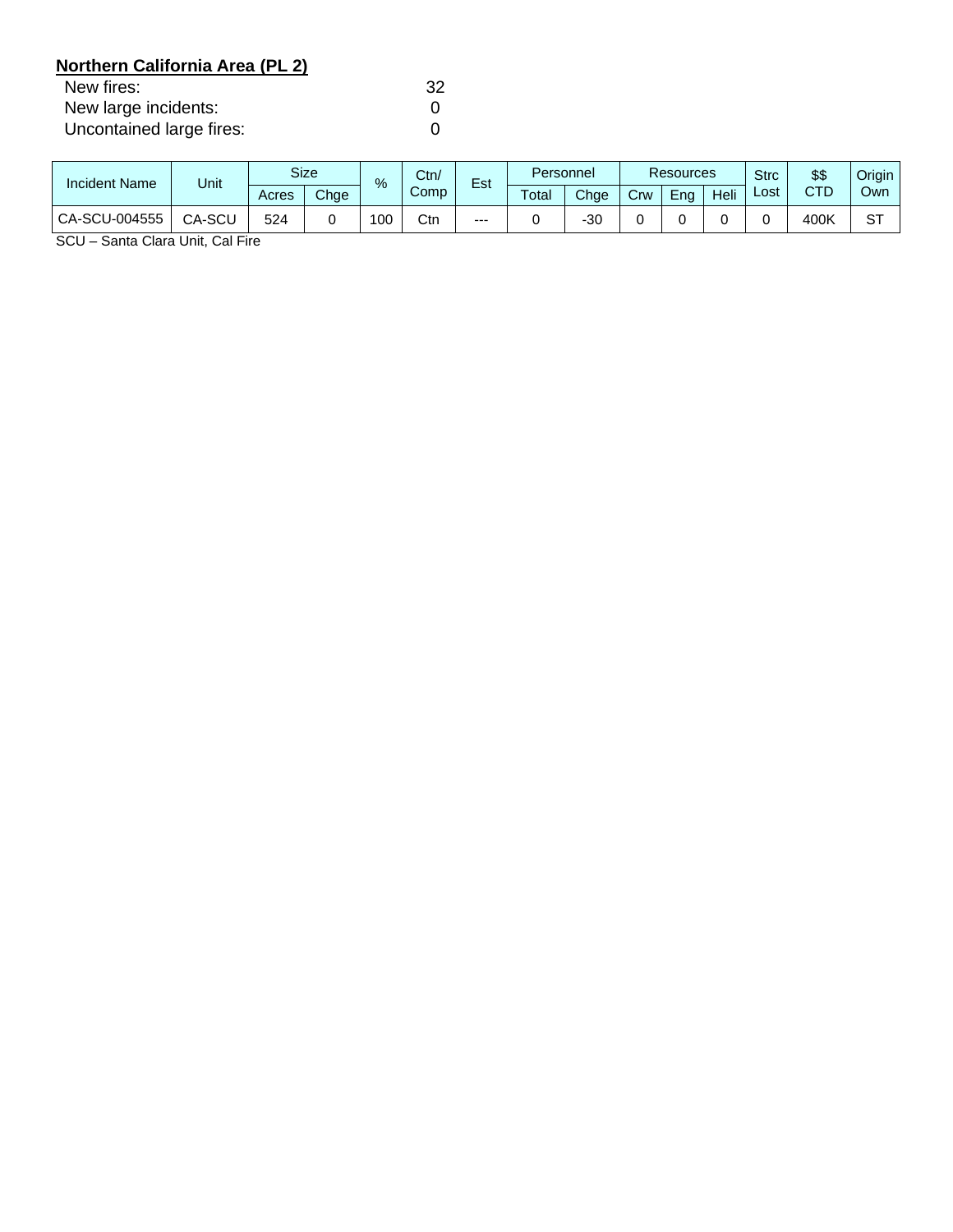**Northern California Area (PL 2)**

New fires: 32
New large incidents: 0
Uncontained large fires: 0

| Incident Name | Unit | Size | | % | Ctn/ Comp | Est | Personnel | | Resources | | | Strc Lost | $$ CTD | Origin Own |
|---|---|---|---|---|---|---|---|---|---|---|---|---|---|---|
| | | Acres | Chge | | | | Total | Chge | Crw | Eng | Heli | | | |
| CA-SCU-004555 | CA-SCU | 524 | 0 | 100 | Ctn | --- | 0 | -30 | 0 | 0 | 0 | 0 | 400K | ST |

SCU – Santa Clara Unit, Cal Fire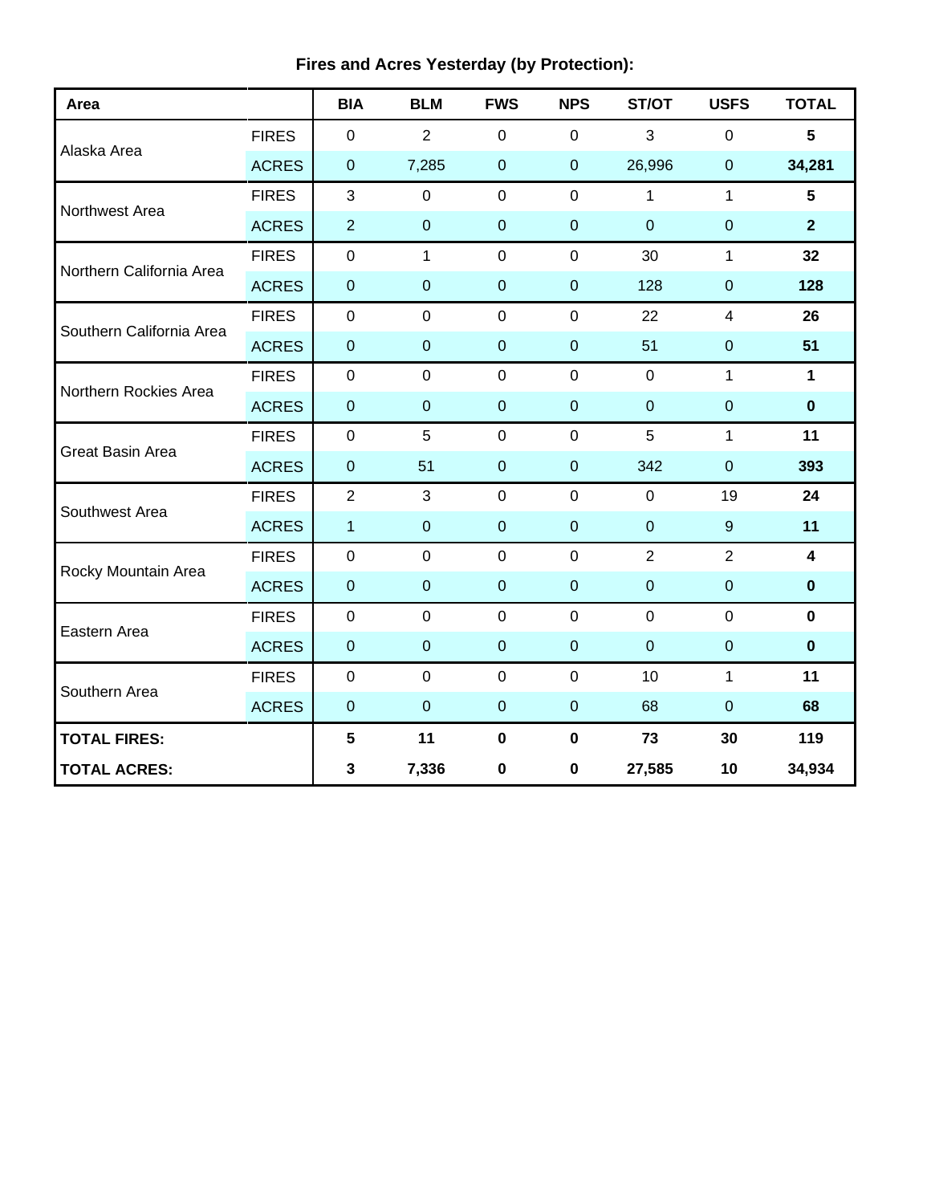**Fires and Acres Yesterday (by Protection):**

| Area | | BIA | BLM | FWS | NPS | ST/OT | USFS | TOTAL |
|---|---|---|---|---|---|---|---|---|
| Alaska Area | FIRES | 0 | 2 | 0 | 0 | 3 | 0 | **5** |
| | ACRES | 0 | 7,285 | 0 | 0 | 26,996 | 0 | **34,281** |
| Northwest Area | FIRES | 3 | 0 | 0 | 0 | 1 | 1 | **5** |
| | ACRES | 2 | 0 | 0 | 0 | 0 | 0 | **2** |
| Northern California Area | FIRES | 0 | 1 | 0 | 0 | 30 | 1 | **32** |
| | ACRES | 0 | 0 | 0 | 0 | 128 | 0 | **128** |
| Southern California Area | FIRES | 0 | 0 | 0 | 0 | 22 | 4 | **26** |
| | ACRES | 0 | 0 | 0 | 0 | 51 | 0 | **51** |
| Northern Rockies Area | FIRES | 0 | 0 | 0 | 0 | 0 | 1 | **1** |
| | ACRES | 0 | 0 | 0 | 0 | 0 | 0 | **0** |
| Great Basin Area | FIRES | 0 | 5 | 0 | 0 | 5 | 1 | **11** |
| | ACRES | 0 | 51 | 0 | 0 | 342 | 0 | **393** |
| Southwest Area | FIRES | 2 | 3 | 0 | 0 | 0 | 19 | **24** |
| | ACRES | 1 | 0 | 0 | 0 | 0 | 9 | **11** |
| Rocky Mountain Area | FIRES | 0 | 0 | 0 | 0 | 2 | 2 | **4** |
| | ACRES | 0 | 0 | 0 | 0 | 0 | 0 | **0** |
| Eastern Area | FIRES | 0 | 0 | 0 | 0 | 0 | 0 | **0** |
| | ACRES | 0 | 0 | 0 | 0 | 0 | 0 | **0** |
| Southern Area | FIRES | 0 | 0 | 0 | 0 | 10 | 1 | **11** |
| | ACRES | 0 | 0 | 0 | 0 | 68 | 0 | **68** |
| **TOTAL FIRES:** | | **5** | **11** | **0** | **0** | **73** | **30** | **119** |
| **TOTAL ACRES:** | | **3** | **7,336** | **0** | **0** | **27,585** | **10** | **34,934** |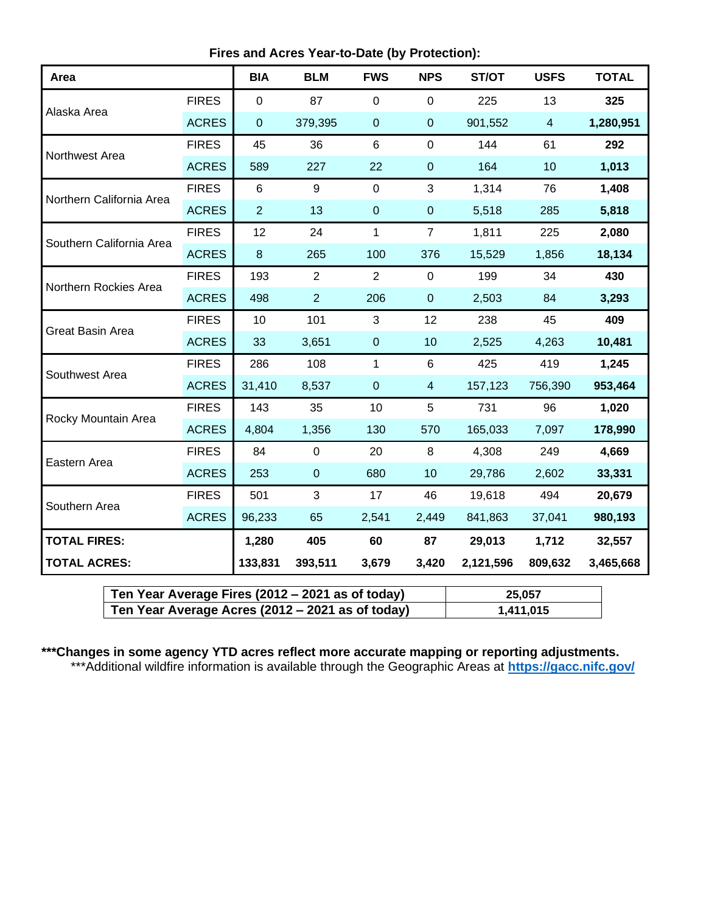**Fires and Acres Year-to-Date (by Protection):**

| Area | | BIA | BLM | FWS | NPS | ST/OT | USFS | TOTAL |
|---|---|---|---|---|---|---|---|---|
| Alaska Area | FIRES | 0 | 87 | 0 | 0 | 225 | 13 | **325** |
| | ACRES | 0 | 379,395 | 0 | 0 | 901,552 | 4 | **1,280,951** |
| Northwest Area | FIRES | 45 | 36 | 6 | 0 | 144 | 61 | **292** |
| | ACRES | 589 | 227 | 22 | 0 | 164 | 10 | **1,013** |
| Northern California Area | FIRES | 6 | 9 | 0 | 3 | 1,314 | 76 | **1,408** |
| | ACRES | 2 | 13 | 0 | 0 | 5,518 | 285 | **5,818** |
| Southern California Area | FIRES | 12 | 24 | 1 | 7 | 1,811 | 225 | **2,080** |
| | ACRES | 8 | 265 | 100 | 376 | 15,529 | 1,856 | **18,134** |
| Northern Rockies Area | FIRES | 193 | 2 | 2 | 0 | 199 | 34 | **430** |
| | ACRES | 498 | 2 | 206 | 0 | 2,503 | 84 | **3,293** |
| Great Basin Area | FIRES | 10 | 101 | 3 | 12 | 238 | 45 | **409** |
| | ACRES | 33 | 3,651 | 0 | 10 | 2,525 | 4,263 | **10,481** |
| Southwest Area | FIRES | 286 | 108 | 1 | 6 | 425 | 419 | **1,245** |
| | ACRES | 31,410 | 8,537 | 0 | 4 | 157,123 | 756,390 | **953,464** |
| Rocky Mountain Area | FIRES | 143 | 35 | 10 | 5 | 731 | 96 | **1,020** |
| | ACRES | 4,804 | 1,356 | 130 | 570 | 165,033 | 7,097 | **178,990** |
| Eastern Area | FIRES | 84 | 0 | 20 | 8 | 4,308 | 249 | **4,669** |
| | ACRES | 253 | 0 | 680 | 10 | 29,786 | 2,602 | **33,331** |
| Southern Area | FIRES | 501 | 3 | 17 | 46 | 19,618 | 494 | **20,679** |
| | ACRES | 96,233 | 65 | 2,541 | 2,449 | 841,863 | 37,041 | **980,193** |
| **TOTAL FIRES:** | | **1,280** | **405** | **60** | **87** | **29,013** | **1,712** | **32,557** |
| **TOTAL ACRES:** | | **133,831** | **393,511** | **3,679** | **3,420** | **2,121,596** | **809,632** | **3,465,668** |

| | |
|---|---|
| **Ten Year Average Fires (2012 – 2021 as of today)** | **25,057** |
| **Ten Year Average Acres (2012 – 2021 as of today)** | **1,411,015** |

**\*\*\*Changes in some agency YTD acres reflect more accurate mapping or reporting adjustments.**

\*\*\*Additional wildfire information is available through the Geographic Areas at **https://gacc.nifc.gov/**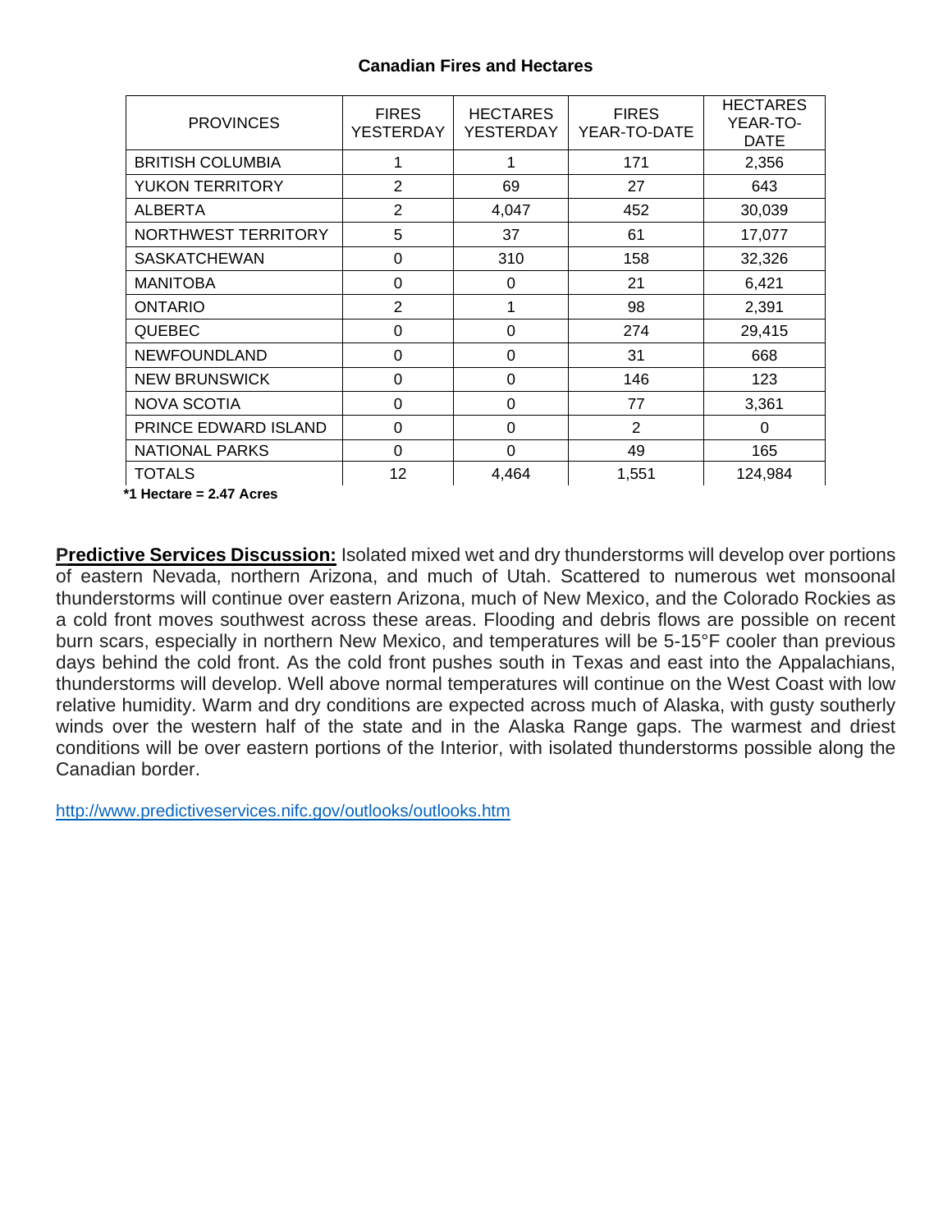**Canadian Fires and Hectares**

| PROVINCES | FIRES YESTERDAY | HECTARES YESTERDAY | FIRES YEAR-TO-DATE | HECTARES YEAR-TO-DATE |
|---|---|---|---|---|
| BRITISH COLUMBIA | 1 | 1 | 171 | 2,356 |
| YUKON TERRITORY | 2 | 69 | 27 | 643 |
| ALBERTA | 2 | 4,047 | 452 | 30,039 |
| NORTHWEST TERRITORY | 5 | 37 | 61 | 17,077 |
| SASKATCHEWAN | 0 | 310 | 158 | 32,326 |
| MANITOBA | 0 | 0 | 21 | 6,421 |
| ONTARIO | 2 | 1 | 98 | 2,391 |
| QUEBEC | 0 | 0 | 274 | 29,415 |
| NEWFOUNDLAND | 0 | 0 | 31 | 668 |
| NEW BRUNSWICK | 0 | 0 | 146 | 123 |
| NOVA SCOTIA | 0 | 0 | 77 | 3,361 |
| PRINCE EDWARD ISLAND | 0 | 0 | 2 | 0 |
| NATIONAL PARKS | 0 | 0 | 49 | 165 |
| TOTALS | 12 | 4,464 | 1,551 | 124,984 |

**\*1 Hectare = 2.47 Acres**

**Predictive Services Discussion:** Isolated mixed wet and dry thunderstorms will develop over portions of eastern Nevada, northern Arizona, and much of Utah. Scattered to numerous wet monsoonal thunderstorms will continue over eastern Arizona, much of New Mexico, and the Colorado Rockies as a cold front moves southwest across these areas. Flooding and debris flows are possible on recent burn scars, especially in northern New Mexico, and temperatures will be 5-15°F cooler than previous days behind the cold front. As the cold front pushes south in Texas and east into the Appalachians, thunderstorms will develop. Well above normal temperatures will continue on the West Coast with low relative humidity. Warm and dry conditions are expected across much of Alaska, with gusty southerly winds over the western half of the state and in the Alaska Range gaps. The warmest and driest conditions will be over eastern portions of the Interior, with isolated thunderstorms possible along the Canadian border.

http://www.predictiveservices.nifc.gov/outlooks/outlooks.htm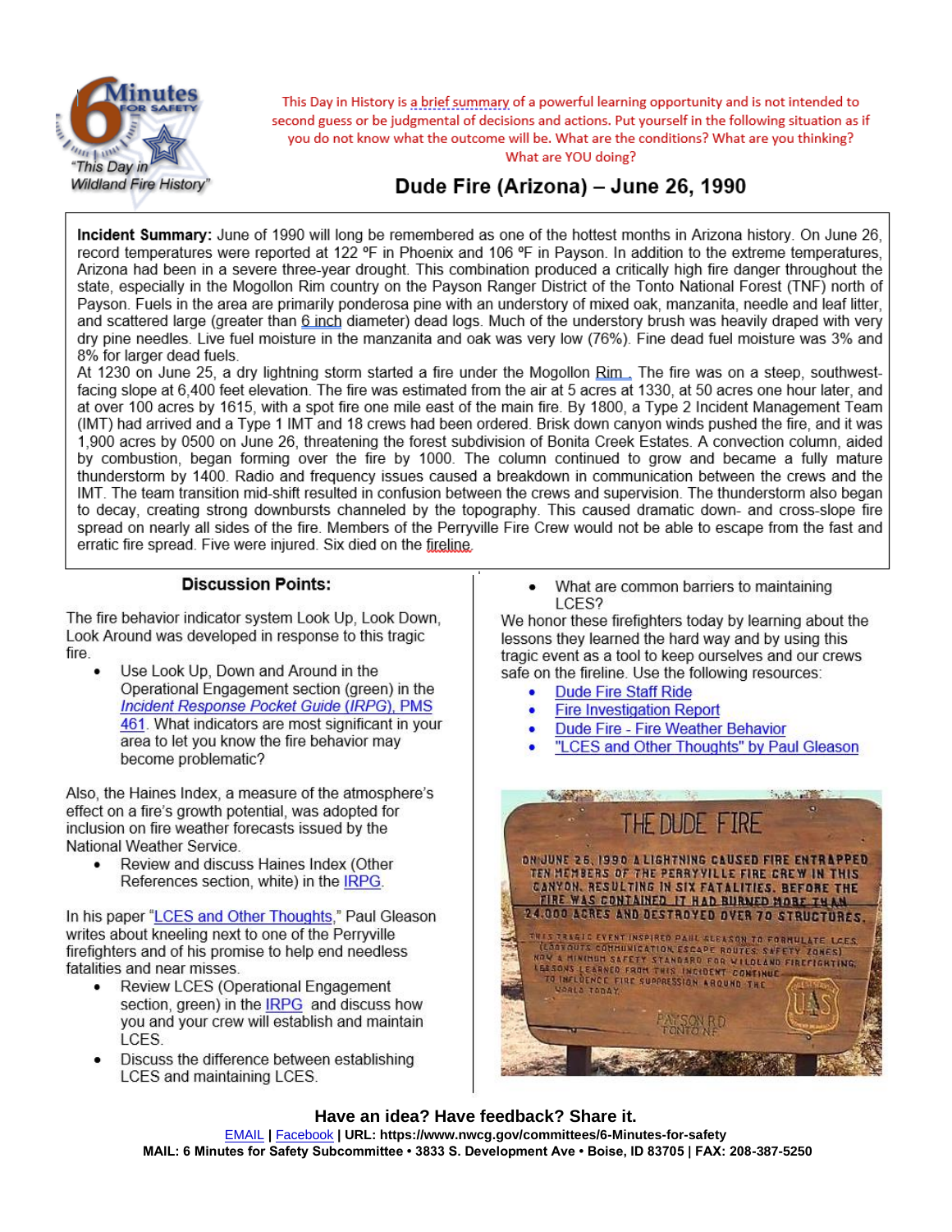6 Minutes for Safety

"This Day in Wildland Fire History"

This Day in History is a brief summary of a powerful learning opportunity and is not intended to second guess or be judgmental of decisions and actions. Put yourself in the following situation as if you do not know what the outcome will be. What are the conditions? What are you thinking? What are YOU doing?

# Dude Fire (Arizona) – June 26, 1990

**Incident Summary:** June of 1990 will long be remembered as one of the hottest months in Arizona history. On June 26, record temperatures were reported at 122 ºF in Phoenix and 106 ºF in Payson. In addition to the extreme temperatures, Arizona had been in a severe three-year drought. This combination produced a critically high fire danger throughout the state, especially in the Mogollon Rim country on the Payson Ranger District of the Tonto National Forest (TNF) north of Payson. Fuels in the area are primarily ponderosa pine with an understory of mixed oak, manzanita, needle and leaf litter, and scattered large (greater than 6 inch diameter) dead logs. Much of the understory brush was heavily draped with very dry pine needles. Live fuel moisture in the manzanita and oak was very low (76%). Fine dead fuel moisture was 3% and 8% for larger dead fuels.

At 1230 on June 25, a dry lightning storm started a fire under the Mogollon Rim. The fire was on a steep, southwest-facing slope at 6,400 feet elevation. The fire was estimated from the air at 5 acres at 1330, at 50 acres one hour later, and at over 100 acres by 1615, with a spot fire one mile east of the main fire. By 1800, a Type 2 Incident Management Team (IMT) had arrived and a Type 1 IMT and 18 crews had been ordered. Brisk down canyon winds pushed the fire, and it was 1,900 acres by 0500 on June 26, threatening the forest subdivision of Bonita Creek Estates. A convection column, aided by combustion, began forming over the fire by 1000. The column continued to grow and became a fully mature thunderstorm by 1400. Radio and frequency issues caused a breakdown in communication between the crews and the IMT. The team transition mid-shift resulted in confusion between the crews and supervision. The thunderstorm also began to decay, creating strong downbursts channeled by the topography. This caused dramatic down- and cross-slope fire spread on nearly all sides of the fire. Members of the Perryville Fire Crew would not be able to escape from the fast and erratic fire spread. Five were injured. Six died on the fireline.

## Discussion Points:

The fire behavior indicator system Look Up, Look Down, Look Around was developed in response to this tragic fire.

- Use Look Up, Down and Around in the Operational Engagement section (green) in the *Incident Response Pocket Guide (IRPG), PMS 461*. What indicators are most significant in your area to let you know the fire behavior may become problematic?

Also, the Haines Index, a measure of the atmosphere's effect on a fire's growth potential, was adopted for inclusion on fire weather forecasts issued by the National Weather Service.

- Review and discuss Haines Index (Other References section, white) in the IRPG.

In his paper "LCES and Other Thoughts," Paul Gleason writes about kneeling next to one of the Perryville firefighters and of his promise to help end needless fatalities and near misses.

- Review LCES (Operational Engagement section, green) in the IRPG and discuss how you and your crew will establish and maintain LCES.
- Discuss the difference between establishing LCES and maintaining LCES.
- What are common barriers to maintaining LCES?

We honor these firefighters today by learning about the lessons they learned the hard way and by using this tragic event as a tool to keep ourselves and our crews safe on the fireline. Use the following resources:

- Dude Fire Staff Ride
- Fire Investigation Report
- Dude Fire - Fire Weather Behavior
- "LCES and Other Thoughts" by Paul Gleason

THE DUDE FIRE

ON JUNE 26, 1990 A LIGHTNING CAUSED FIRE ENTRAPPED TEN MEMBERS OF THE PERRYVILLE FIRE CREW IN THIS CANYON, RESULTING IN SIX FATALITIES. BEFORE THE FIRE WAS CONTAINED IT HAD BURNED MORE THAN 24,000 ACRES AND DESTROYED OVER 70 STRUCTURES.

THIS TRAGIC EVENT INSPIRED PAUL GLEASON TO FORMULATE LCES (LOOKOUTS COMMUNICATION ESCAPE ROUTES SAFETY ZONES) NOW A MINIMUM SAFETY STANDARD FOR WILDLAND FIREFIGHTING. LESSONS LEARNED FROM THIS INCIDENT CONTINUE TO INFLUENCE FIRE SUPPRESSION AROUND THE WORLD TODAY.

PAYSON RD
TONTO NF

**Have an idea? Have feedback? Share it.**

EMAIL | Facebook | **URL: https://www.nwcg.gov/committees/6-Minutes-for-safety**

**MAIL: 6 Minutes for Safety Subcommittee • 3833 S. Development Ave • Boise, ID 83705 | FAX: 208-387-5250**